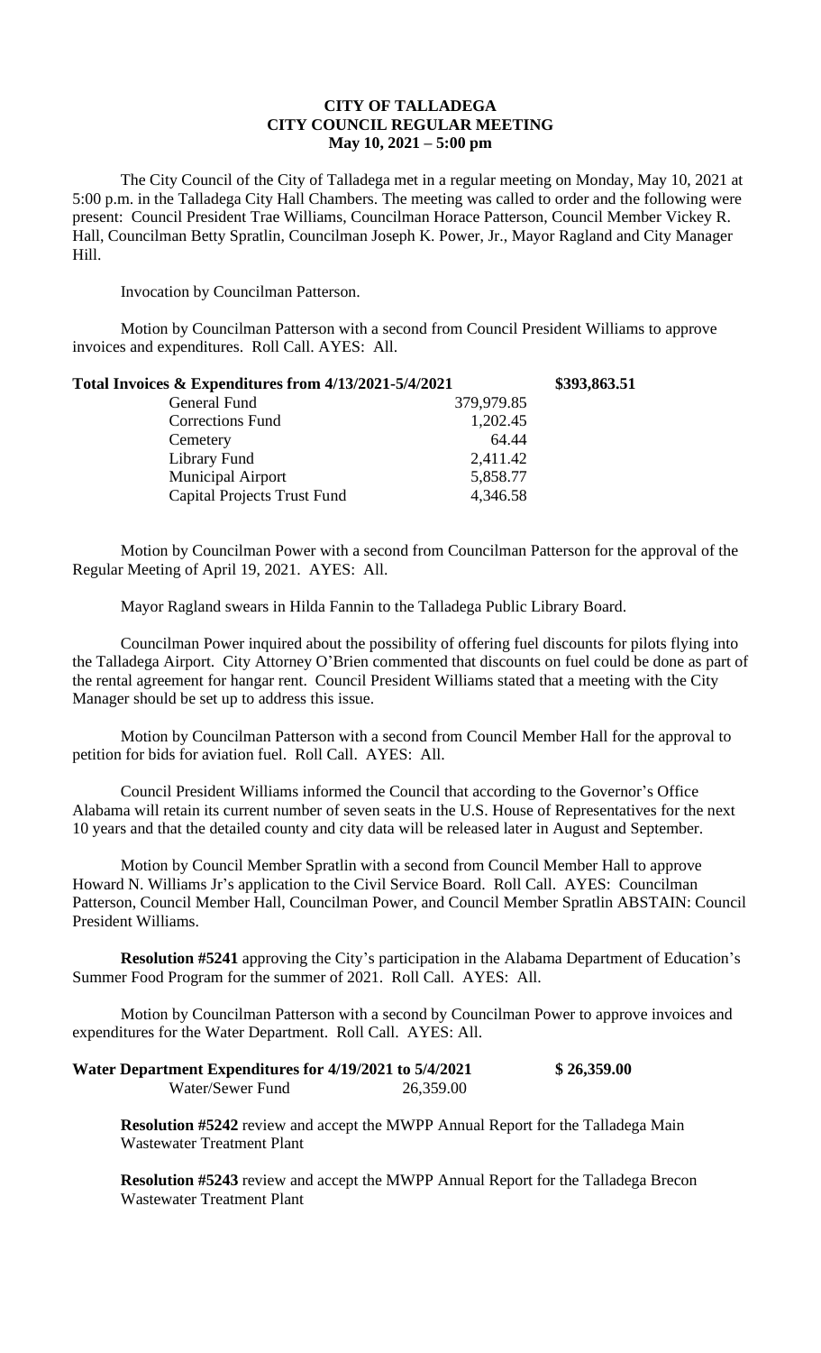# CITY OF TALLADEGA
## CITY COUNCIL REGULAR MEETING
### May 10, 2021 – 5:00 pm

The City Council of the City of Talladega met in a regular meeting on Monday, May 10, 2021 at 5:00 p.m. in the Talladega City Hall Chambers. The meeting was called to order and the following were present: Council President Trae Williams, Councilman Horace Patterson, Council Member Vickey R. Hall, Councilman Betty Spratlin, Councilman Joseph K. Power, Jr., Mayor Ragland and City Manager Hill.

Invocation by Councilman Patterson.

Motion by Councilman Patterson with a second from Council President Williams to approve invoices and expenditures. Roll Call. AYES: All.

| **Total Invoices & Expenditures from 4/13/2021-5/4/2021** | | **\$393,863.51** |
|---|---|---|
| General Fund | 379,979.85 | |
| Corrections Fund | 1,202.45 | |
| Cemetery | 64.44 | |
| Library Fund | 2,411.42 | |
| Municipal Airport | 5,858.77 | |
| Capital Projects Trust Fund | 4,346.58 | |

Motion by Councilman Power with a second from Councilman Patterson for the approval of the Regular Meeting of April 19, 2021. AYES: All.

Mayor Ragland swears in Hilda Fannin to the Talladega Public Library Board.

Councilman Power inquired about the possibility of offering fuel discounts for pilots flying into the Talladega Airport. City Attorney O'Brien commented that discounts on fuel could be done as part of the rental agreement for hangar rent. Council President Williams stated that a meeting with the City Manager should be set up to address this issue.

Motion by Councilman Patterson with a second from Council Member Hall for the approval to petition for bids for aviation fuel. Roll Call. AYES: All.

Council President Williams informed the Council that according to the Governor's Office Alabama will retain its current number of seven seats in the U.S. House of Representatives for the next 10 years and that the detailed county and city data will be released later in August and September.

Motion by Council Member Spratlin with a second from Council Member Hall to approve Howard N. Williams Jr's application to the Civil Service Board. Roll Call. AYES: Councilman Patterson, Council Member Hall, Councilman Power, and Council Member Spratlin ABSTAIN: Council President Williams.

**Resolution #5241** approving the City's participation in the Alabama Department of Education's Summer Food Program for the summer of 2021. Roll Call. AYES: All.

Motion by Councilman Patterson with a second by Councilman Power to approve invoices and expenditures for the Water Department. Roll Call. AYES: All.

| **Water Department Expenditures for 4/19/2021 to 5/4/2021** | | **\$ 26,359.00** |
|---|---|---|
| Water/Sewer Fund | 26,359.00 | |

**Resolution #5242** review and accept the MWPP Annual Report for the Talladega Main Wastewater Treatment Plant

**Resolution #5243** review and accept the MWPP Annual Report for the Talladega Brecon Wastewater Treatment Plant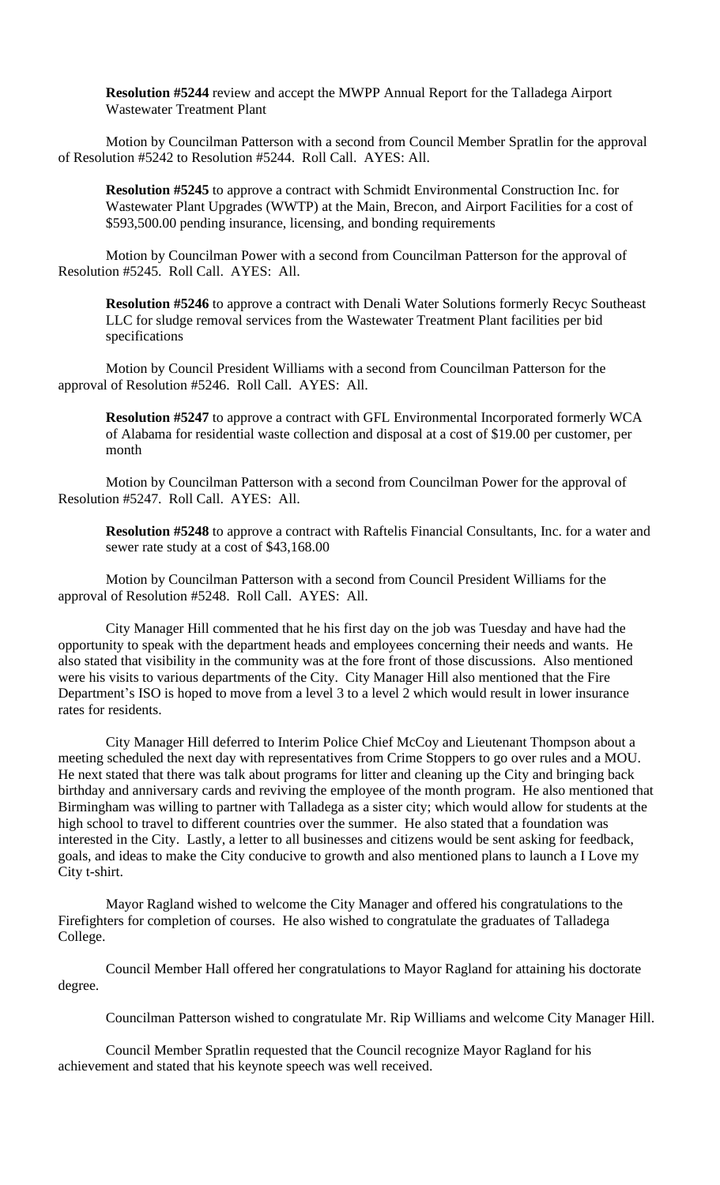**Resolution #5244** review and accept the MWPP Annual Report for the Talladega Airport Wastewater Treatment Plant

Motion by Councilman Patterson with a second from Council Member Spratlin for the approval of Resolution #5242 to Resolution #5244. Roll Call. AYES: All.

**Resolution #5245** to approve a contract with Schmidt Environmental Construction Inc. for Wastewater Plant Upgrades (WWTP) at the Main, Brecon, and Airport Facilities for a cost of $593,500.00 pending insurance, licensing, and bonding requirements

Motion by Councilman Power with a second from Councilman Patterson for the approval of Resolution #5245. Roll Call. AYES: All.

**Resolution #5246** to approve a contract with Denali Water Solutions formerly Recyc Southeast LLC for sludge removal services from the Wastewater Treatment Plant facilities per bid specifications

Motion by Council President Williams with a second from Councilman Patterson for the approval of Resolution #5246. Roll Call. AYES: All.

**Resolution #5247** to approve a contract with GFL Environmental Incorporated formerly WCA of Alabama for residential waste collection and disposal at a cost of $19.00 per customer, per month

Motion by Councilman Patterson with a second from Councilman Power for the approval of Resolution #5247. Roll Call. AYES: All.

**Resolution #5248** to approve a contract with Raftelis Financial Consultants, Inc. for a water and sewer rate study at a cost of $43,168.00

Motion by Councilman Patterson with a second from Council President Williams for the approval of Resolution #5248. Roll Call. AYES: All.

City Manager Hill commented that he his first day on the job was Tuesday and have had the opportunity to speak with the department heads and employees concerning their needs and wants. He also stated that visibility in the community was at the fore front of those discussions. Also mentioned were his visits to various departments of the City. City Manager Hill also mentioned that the Fire Department's ISO is hoped to move from a level 3 to a level 2 which would result in lower insurance rates for residents.

City Manager Hill deferred to Interim Police Chief McCoy and Lieutenant Thompson about a meeting scheduled the next day with representatives from Crime Stoppers to go over rules and a MOU. He next stated that there was talk about programs for litter and cleaning up the City and bringing back birthday and anniversary cards and reviving the employee of the month program. He also mentioned that Birmingham was willing to partner with Talladega as a sister city; which would allow for students at the high school to travel to different countries over the summer. He also stated that a foundation was interested in the City. Lastly, a letter to all businesses and citizens would be sent asking for feedback, goals, and ideas to make the City conducive to growth and also mentioned plans to launch a I Love my City t-shirt.

Mayor Ragland wished to welcome the City Manager and offered his congratulations to the Firefighters for completion of courses. He also wished to congratulate the graduates of Talladega College.

Council Member Hall offered her congratulations to Mayor Ragland for attaining his doctorate degree.

Councilman Patterson wished to congratulate Mr. Rip Williams and welcome City Manager Hill.

Council Member Spratlin requested that the Council recognize Mayor Ragland for his achievement and stated that his keynote speech was well received.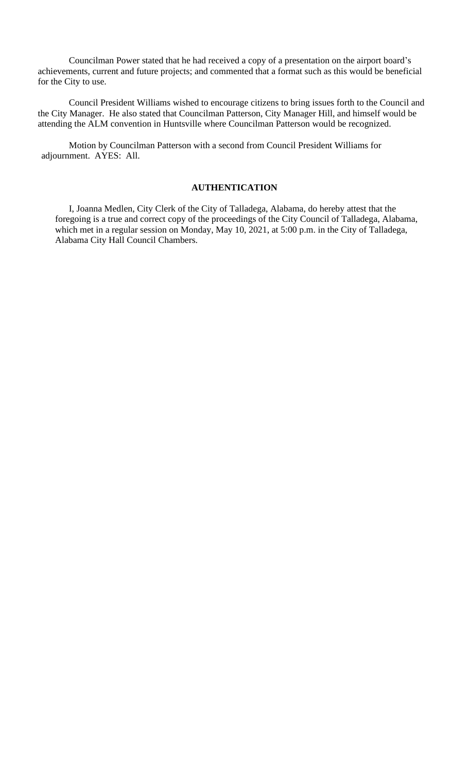Councilman Power stated that he had received a copy of a presentation on the airport board's achievements, current and future projects; and commented that a format such as this would be beneficial for the City to use.

Council President Williams wished to encourage citizens to bring issues forth to the Council and the City Manager. He also stated that Councilman Patterson, City Manager Hill, and himself would be attending the ALM convention in Huntsville where Councilman Patterson would be recognized.

Motion by Councilman Patterson with a second from Council President Williams for adjournment. AYES: All.

**AUTHENTICATION**

I, Joanna Medlen, City Clerk of the City of Talladega, Alabama, do hereby attest that the foregoing is a true and correct copy of the proceedings of the City Council of Talladega, Alabama, which met in a regular session on Monday, May 10, 2021, at 5:00 p.m. in the City of Talladega, Alabama City Hall Council Chambers.